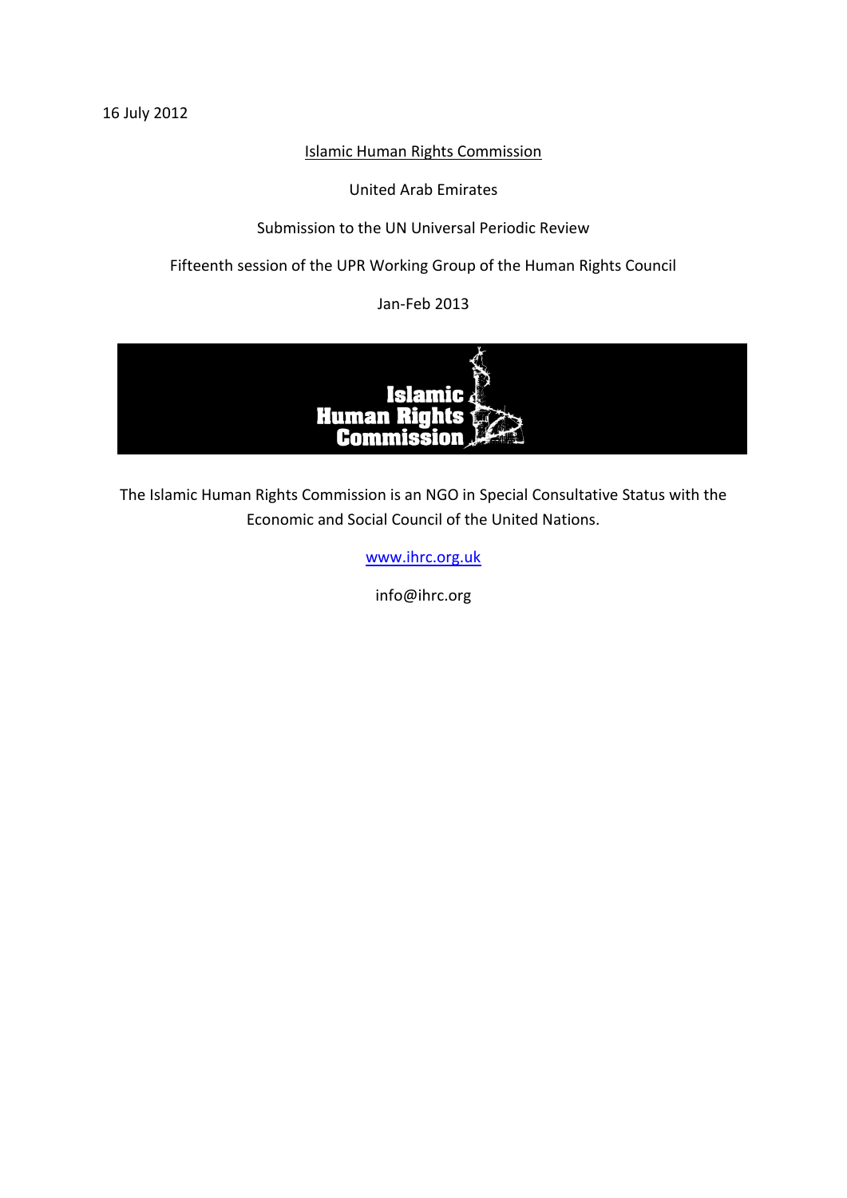16 July 2012

Islamic Human Rights Commission

United Arab Emirates

Submission to the UN Universal Periodic Review

Fifteenth session of the UPR Working Group of the Human Rights Council

Jan-Feb 2013

The Islamic Human Rights Commission is an NGO in Special Consultative Status with the Economic and Social Council of the United Nations.

www.ihrc.org.uk

info@ihrc.org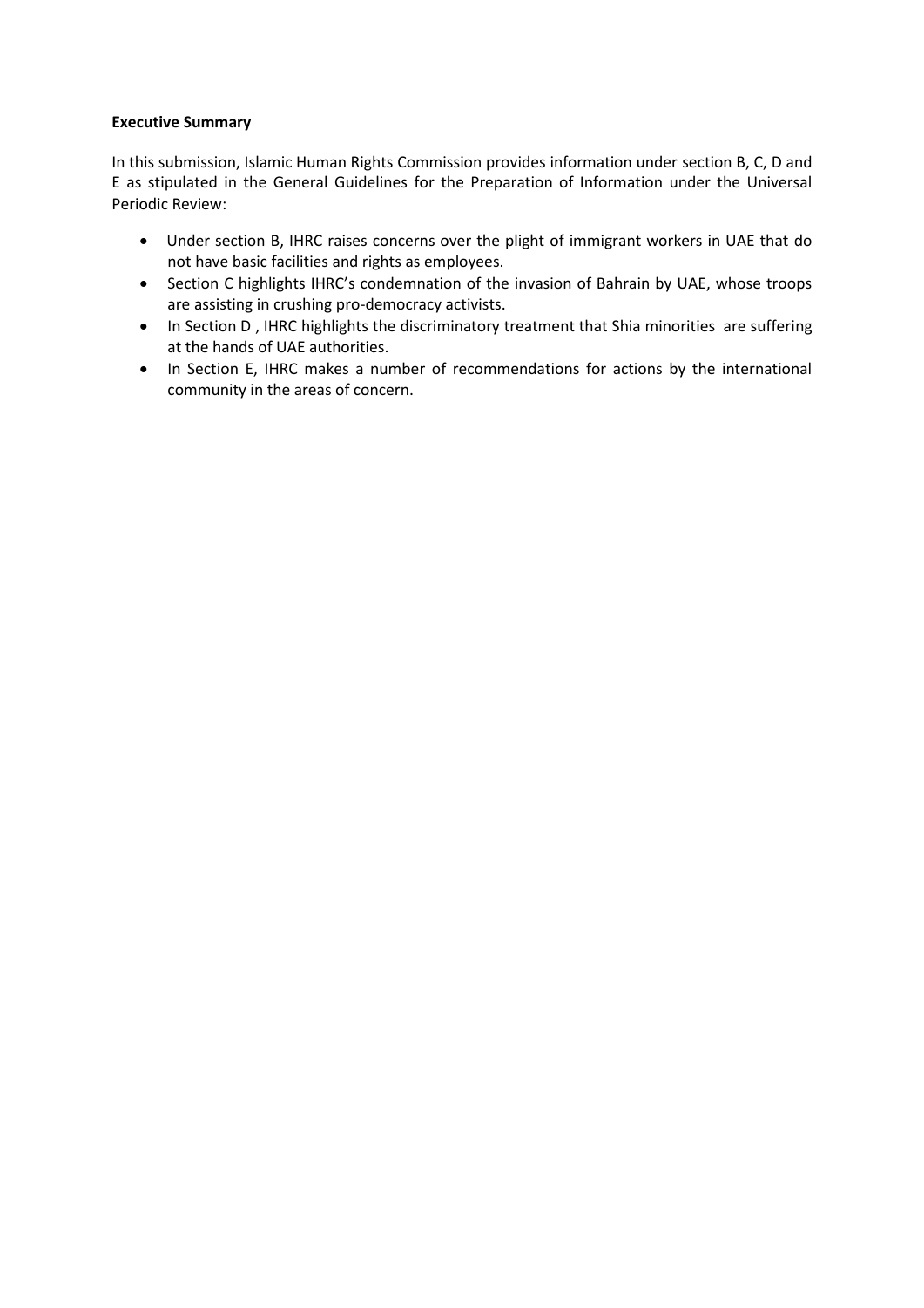**Executive Summary**

In this submission, Islamic Human Rights Commission provides information under section B, C, D and E as stipulated in the General Guidelines for the Preparation of Information under the Universal Periodic Review:

- Under section B, IHRC raises concerns over the plight of immigrant workers in UAE that do not have basic facilities and rights as employees.
- Section C highlights IHRC's condemnation of the invasion of Bahrain by UAE, whose troops are assisting in crushing pro-democracy activists.
- In Section D , IHRC highlights the discriminatory treatment that Shia minorities are suffering at the hands of UAE authorities.
- In Section E, IHRC makes a number of recommendations for actions by the international community in the areas of concern.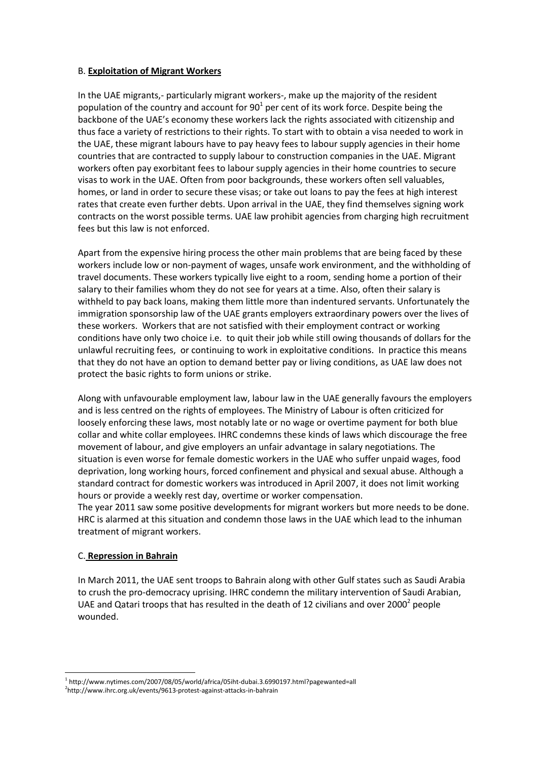### B. **Exploitation of Migrant Workers**

In the UAE migrants,- particularly migrant workers-, make up the majority of the resident population of the country and account for 90[1] per cent of its work force. Despite being the backbone of the UAE's economy these workers lack the rights associated with citizenship and thus face a variety of restrictions to their rights. To start with to obtain a visa needed to work in the UAE, these migrant labours have to pay heavy fees to labour supply agencies in their home countries that are contracted to supply labour to construction companies in the UAE. Migrant workers often pay exorbitant fees to labour supply agencies in their home countries to secure visas to work in the UAE. Often from poor backgrounds, these workers often sell valuables, homes, or land in order to secure these visas; or take out loans to pay the fees at high interest rates that create even further debts. Upon arrival in the UAE, they find themselves signing work contracts on the worst possible terms. UAE law prohibit agencies from charging high recruitment fees but this law is not enforced.

Apart from the expensive hiring process the other main problems that are being faced by these workers include low or non-payment of wages, unsafe work environment, and the withholding of travel documents. These workers typically live eight to a room, sending home a portion of their salary to their families whom they do not see for years at a time. Also, often their salary is withheld to pay back loans, making them little more than indentured servants. Unfortunately the immigration sponsorship law of the UAE grants employers extraordinary powers over the lives of these workers. Workers that are not satisfied with their employment contract or working conditions have only two choice i.e. to quit their job while still owing thousands of dollars for the unlawful recruiting fees, or continuing to work in exploitative conditions. In practice this means that they do not have an option to demand better pay or living conditions, as UAE law does not protect the basic rights to form unions or strike.

Along with unfavourable employment law, labour law in the UAE generally favours the employers and is less centred on the rights of employees. The Ministry of Labour is often criticized for loosely enforcing these laws, most notably late or no wage or overtime payment for both blue collar and white collar employees. IHRC condemns these kinds of laws which discourage the free movement of labour, and give employers an unfair advantage in salary negotiations. The situation is even worse for female domestic workers in the UAE who suffer unpaid wages, food deprivation, long working hours, forced confinement and physical and sexual abuse. Although a standard contract for domestic workers was introduced in April 2007, it does not limit working hours or provide a weekly rest day, overtime or worker compensation.
The year 2011 saw some positive developments for migrant workers but more needs to be done. HRC is alarmed at this situation and condemn those laws in the UAE which lead to the inhuman treatment of migrant workers.

### C. **Repression in Bahrain**

In March 2011, the UAE sent troops to Bahrain along with other Gulf states such as Saudi Arabia to crush the pro-democracy uprising. IHRC condemn the military intervention of Saudi Arabian, UAE and Qatari troops that has resulted in the death of 12 civilians and over 2000[2] people wounded.

---

[1] http://www.nytimes.com/2007/08/05/world/africa/05iht-dubai.3.6990197.html?pagewanted=all
[2] http://www.ihrc.org.uk/events/9613-protest-against-attacks-in-bahrain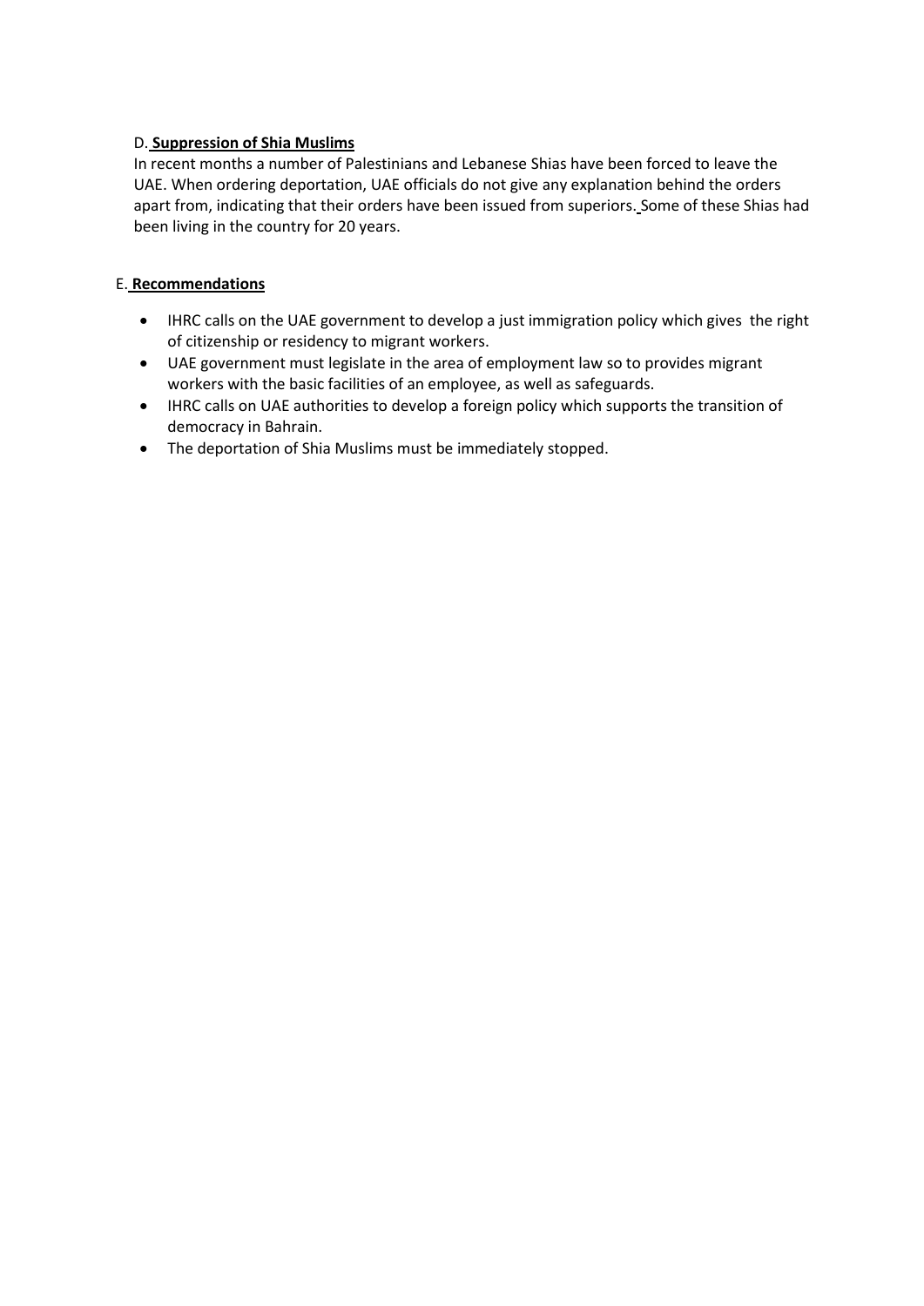## D. **Suppression of Shia Muslims**

In recent months a number of Palestinians and Lebanese Shias have been forced to leave the UAE. When ordering deportation, UAE officials do not give any explanation behind the orders apart from, indicating that their orders have been issued from superiors. Some of these Shias had been living in the country for 20 years.

## E. **Recommendations**

- IHRC calls on the UAE government to develop a just immigration policy which gives the right of citizenship or residency to migrant workers.
- UAE government must legislate in the area of employment law so to provides migrant workers with the basic facilities of an employee, as well as safeguards.
- IHRC calls on UAE authorities to develop a foreign policy which supports the transition of democracy in Bahrain.
- The deportation of Shia Muslims must be immediately stopped.